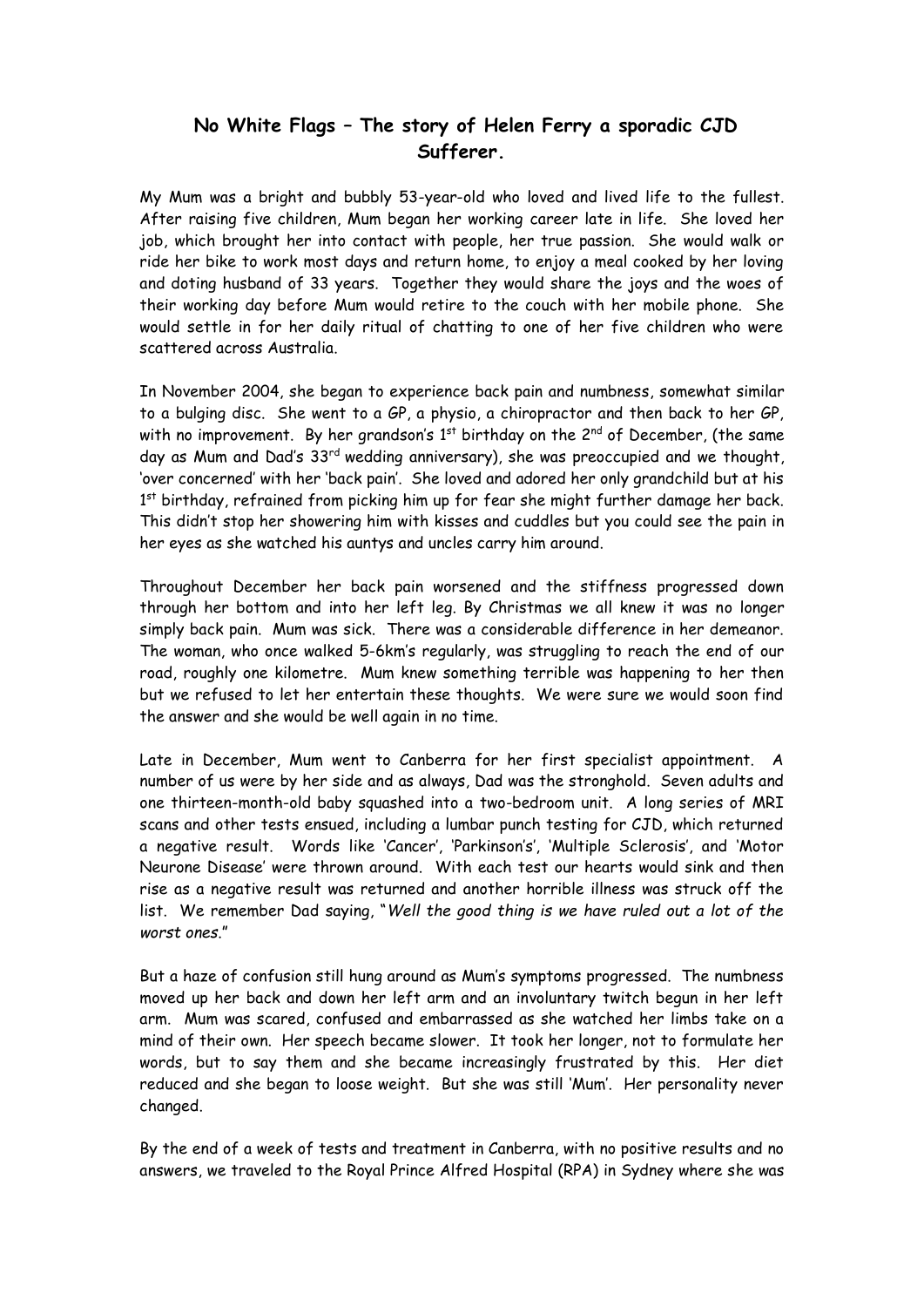# No White Flags – The story of Helen Ferry a sporadic CJD Sufferer.

My Mum was a bright and bubbly 53-year-old who loved and lived life to the fullest. After raising five children, Mum began her working career late in life. She loved her job, which brought her into contact with people, her true passion. She would walk or ride her bike to work most days and return home, to enjoy a meal cooked by her loving and doting husband of 33 years. Together they would share the joys and the woes of their working day before Mum would retire to the couch with her mobile phone. She would settle in for her daily ritual of chatting to one of her five children who were scattered across Australia.

In November 2004, she began to experience back pain and numbness, somewhat similar to a bulging disc. She went to a GP, a physio, a chiropractor and then back to her GP, with no improvement. By her grandson's 1st birthday on the 2nd of December, (the same day as Mum and Dad's 33rd wedding anniversary), she was preoccupied and we thought, 'over concerned' with her 'back pain'. She loved and adored her only grandchild but at his 1st birthday, refrained from picking him up for fear she might further damage her back. This didn't stop her showering him with kisses and cuddles but you could see the pain in her eyes as she watched his auntys and uncles carry him around.

Throughout December her back pain worsened and the stiffness progressed down through her bottom and into her left leg. By Christmas we all knew it was no longer simply back pain. Mum was sick. There was a considerable difference in her demeanor. The woman, who once walked 5-6km's regularly, was struggling to reach the end of our road, roughly one kilometre. Mum knew something terrible was happening to her then but we refused to let her entertain these thoughts. We were sure we would soon find the answer and she would be well again in no time.

Late in December, Mum went to Canberra for her first specialist appointment. A number of us were by her side and as always, Dad was the stronghold. Seven adults and one thirteen-month-old baby squashed into a two-bedroom unit. A long series of MRI scans and other tests ensued, including a lumbar punch testing for CJD, which returned a negative result. Words like 'Cancer', 'Parkinson's', 'Multiple Sclerosis', and 'Motor Neurone Disease' were thrown around. With each test our hearts would sink and then rise as a negative result was returned and another horrible illness was struck off the list. We remember Dad saying, "*Well the good thing is we have ruled out a lot of the worst ones.*"

But a haze of confusion still hung around as Mum's symptoms progressed. The numbness moved up her back and down her left arm and an involuntary twitch begun in her left arm. Mum was scared, confused and embarrassed as she watched her limbs take on a mind of their own. Her speech became slower. It took her longer, not to formulate her words, but to say them and she became increasingly frustrated by this. Her diet reduced and she began to loose weight. But she was still 'Mum'. Her personality never changed.

By the end of a week of tests and treatment in Canberra, with no positive results and no answers, we traveled to the Royal Prince Alfred Hospital (RPA) in Sydney where she was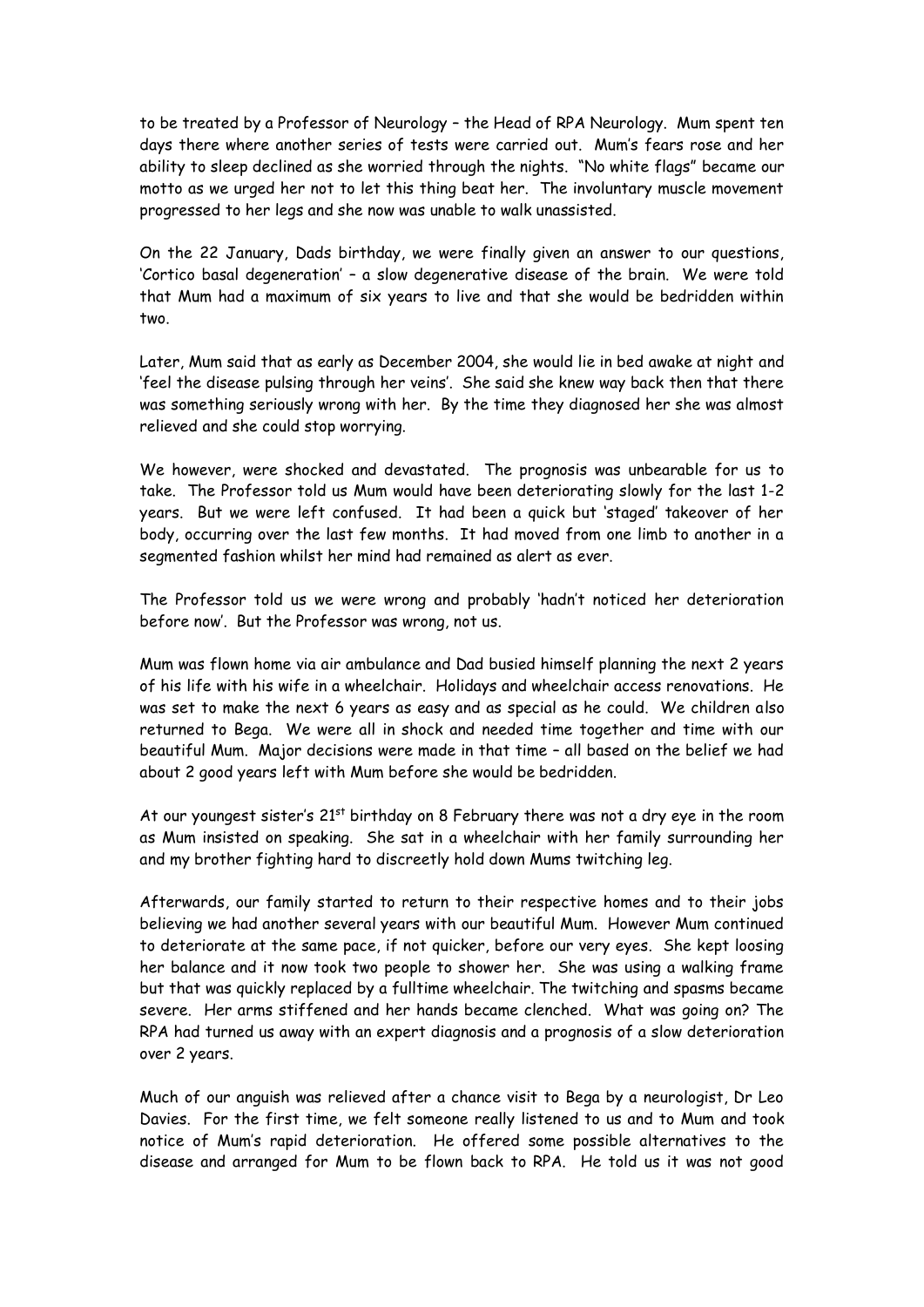to be treated by a Professor of Neurology – the Head of RPA Neurology. Mum spent ten days there where another series of tests were carried out. Mum's fears rose and her ability to sleep declined as she worried through the nights. "No white flags" became our motto as we urged her not to let this thing beat her. The involuntary muscle movement progressed to her legs and she now was unable to walk unassisted.

On the 22 January, Dads birthday, we were finally given an answer to our questions, 'Cortico basal degeneration' – a slow degenerative disease of the brain. We were told that Mum had a maximum of six years to live and that she would be bedridden within two.

Later, Mum said that as early as December 2004, she would lie in bed awake at night and 'feel the disease pulsing through her veins'. She said she knew way back then that there was something seriously wrong with her. By the time they diagnosed her she was almost relieved and she could stop worrying.

We however, were shocked and devastated. The prognosis was unbearable for us to take. The Professor told us Mum would have been deteriorating slowly for the last 1-2 years. But we were left confused. It had been a quick but 'staged' takeover of her body, occurring over the last few months. It had moved from one limb to another in a segmented fashion whilst her mind had remained as alert as ever.

The Professor told us we were wrong and probably 'hadn't noticed her deterioration before now'. But the Professor was wrong, not us.

Mum was flown home via air ambulance and Dad busied himself planning the next 2 years of his life with his wife in a wheelchair. Holidays and wheelchair access renovations. He was set to make the next 6 years as easy and as special as he could. We children also returned to Bega. We were all in shock and needed time together and time with our beautiful Mum. Major decisions were made in that time – all based on the belief we had about 2 good years left with Mum before she would be bedridden.

At our youngest sister's 21st birthday on 8 February there was not a dry eye in the room as Mum insisted on speaking. She sat in a wheelchair with her family surrounding her and my brother fighting hard to discreetly hold down Mums twitching leg.

Afterwards, our family started to return to their respective homes and to their jobs believing we had another several years with our beautiful Mum. However Mum continued to deteriorate at the same pace, if not quicker, before our very eyes. She kept loosing her balance and it now took two people to shower her. She was using a walking frame but that was quickly replaced by a fulltime wheelchair. The twitching and spasms became severe. Her arms stiffened and her hands became clenched. What was going on? The RPA had turned us away with an expert diagnosis and a prognosis of a slow deterioration over 2 years.

Much of our anguish was relieved after a chance visit to Bega by a neurologist, Dr Leo Davies. For the first time, we felt someone really listened to us and to Mum and took notice of Mum's rapid deterioration. He offered some possible alternatives to the disease and arranged for Mum to be flown back to RPA. He told us it was not good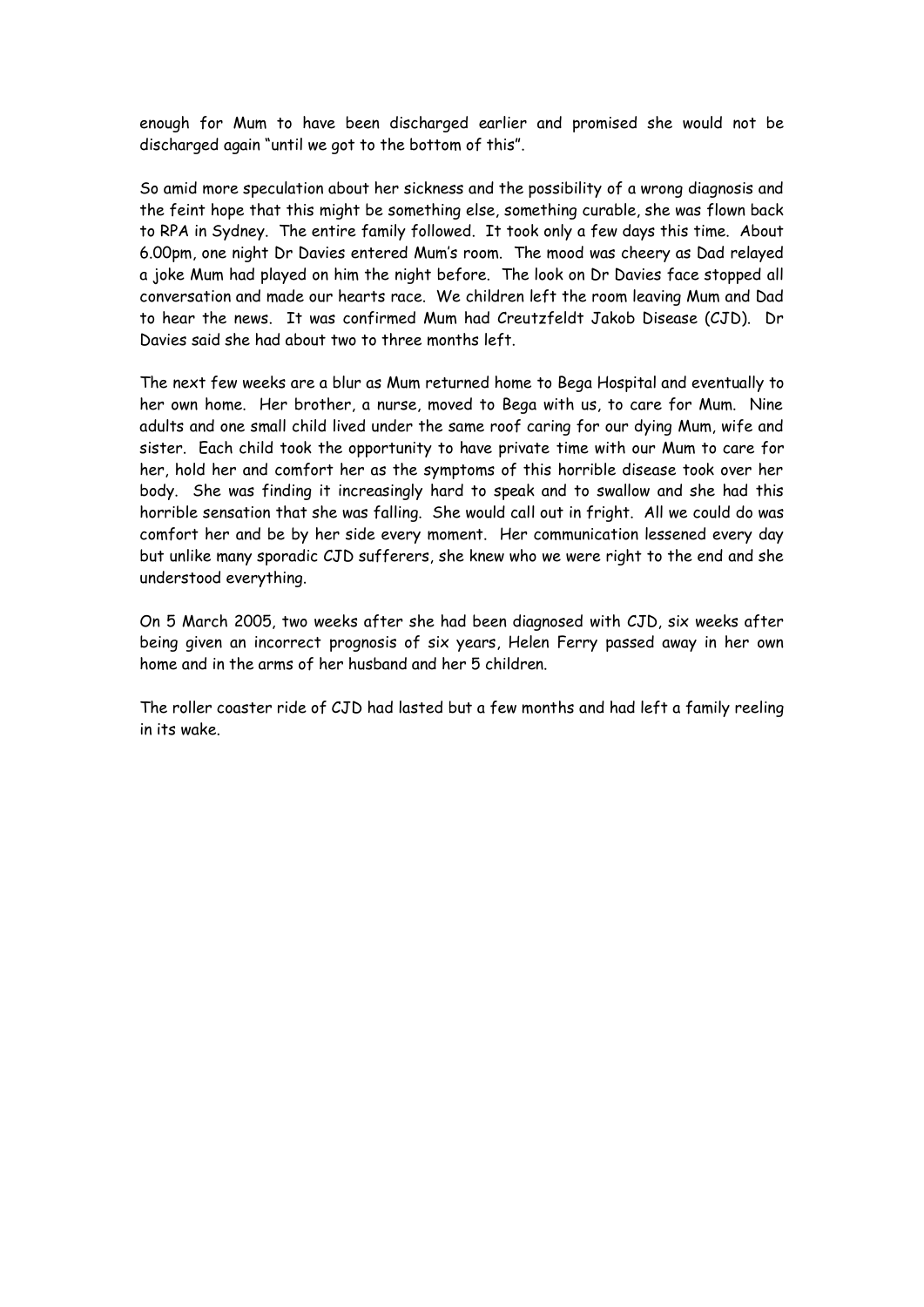enough for Mum to have been discharged earlier and promised she would not be discharged again "until we got to the bottom of this".

So amid more speculation about her sickness and the possibility of a wrong diagnosis and the feint hope that this might be something else, something curable, she was flown back to RPA in Sydney. The entire family followed. It took only a few days this time. About 6.00pm, one night Dr Davies entered Mum's room. The mood was cheery as Dad relayed a joke Mum had played on him the night before. The look on Dr Davies face stopped all conversation and made our hearts race. We children left the room leaving Mum and Dad to hear the news. It was confirmed Mum had Creutzfeldt Jakob Disease (CJD). Dr Davies said she had about two to three months left.

The next few weeks are a blur as Mum returned home to Bega Hospital and eventually to her own home. Her brother, a nurse, moved to Bega with us, to care for Mum. Nine adults and one small child lived under the same roof caring for our dying Mum, wife and sister. Each child took the opportunity to have private time with our Mum to care for her, hold her and comfort her as the symptoms of this horrible disease took over her body. She was finding it increasingly hard to speak and to swallow and she had this horrible sensation that she was falling. She would call out in fright. All we could do was comfort her and be by her side every moment. Her communication lessened every day but unlike many sporadic CJD sufferers, she knew who we were right to the end and she understood everything.

On 5 March 2005, two weeks after she had been diagnosed with CJD, six weeks after being given an incorrect prognosis of six years, Helen Ferry passed away in her own home and in the arms of her husband and her 5 children.

The roller coaster ride of CJD had lasted but a few months and had left a family reeling in its wake.